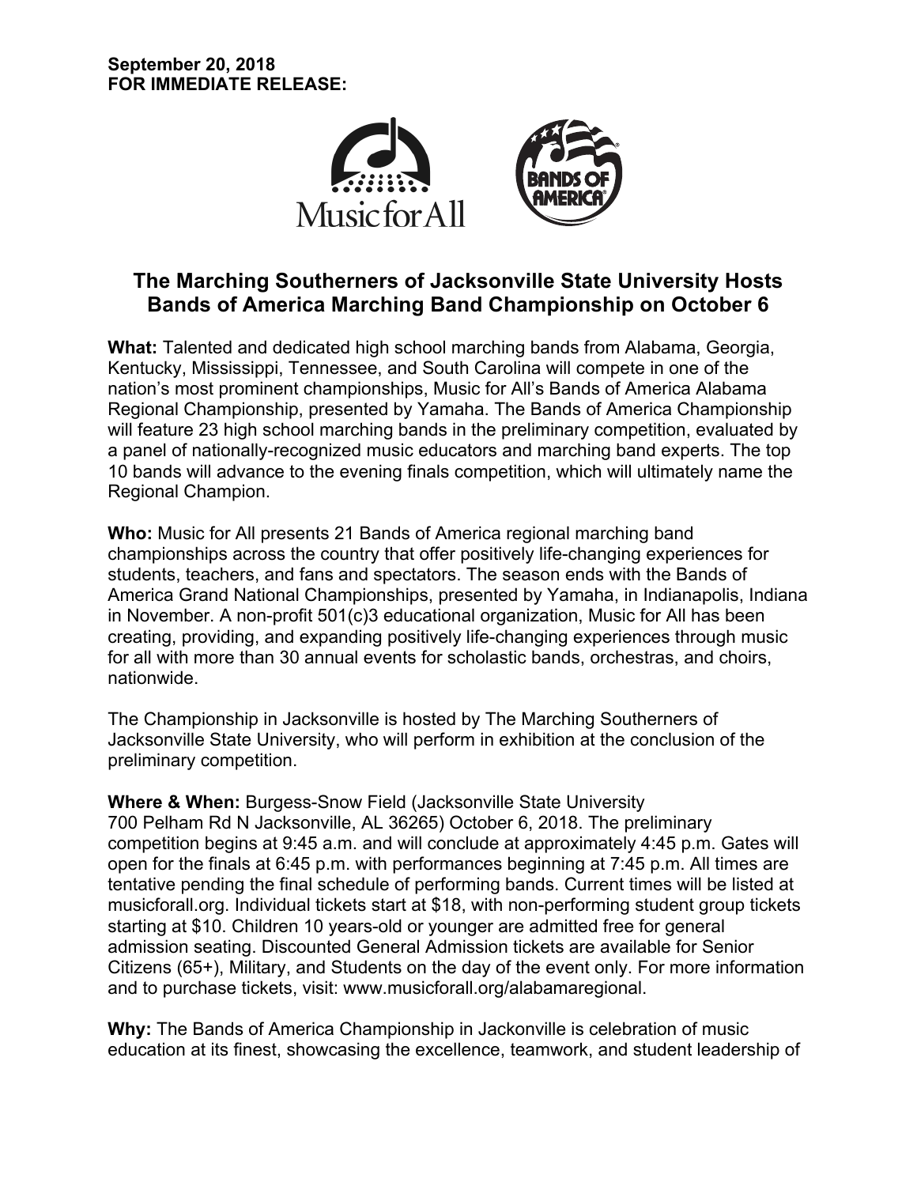**September 20, 2018**
**FOR IMMEDIATE RELEASE:**

Music for All

BANDS OF AMERICA

## The Marching Southerners of Jacksonville State University Hosts Bands of America Marching Band Championship on October 6

**What:** Talented and dedicated high school marching bands from Alabama, Georgia, Kentucky, Mississippi, Tennessee, and South Carolina will compete in one of the nation's most prominent championships, Music for All's Bands of America Alabama Regional Championship, presented by Yamaha. The Bands of America Championship will feature 23 high school marching bands in the preliminary competition, evaluated by a panel of nationally-recognized music educators and marching band experts. The top 10 bands will advance to the evening finals competition, which will ultimately name the Regional Champion.

**Who:** Music for All presents 21 Bands of America regional marching band championships across the country that offer positively life-changing experiences for students, teachers, and fans and spectators. The season ends with the Bands of America Grand National Championships, presented by Yamaha, in Indianapolis, Indiana in November. A non-profit 501(c)3 educational organization, Music for All has been creating, providing, and expanding positively life-changing experiences through music for all with more than 30 annual events for scholastic bands, orchestras, and choirs, nationwide.

The Championship in Jacksonville is hosted by The Marching Southerners of Jacksonville State University, who will perform in exhibition at the conclusion of the preliminary competition.

**Where & When:** Burgess-Snow Field (Jacksonville State University 700 Pelham Rd N Jacksonville, AL 36265) October 6, 2018. The preliminary competition begins at 9:45 a.m. and will conclude at approximately 4:45 p.m. Gates will open for the finals at 6:45 p.m. with performances beginning at 7:45 p.m. All times are tentative pending the final schedule of performing bands. Current times will be listed at musicforall.org. Individual tickets start at $18, with non-performing student group tickets starting at $10. Children 10 years-old or younger are admitted free for general admission seating. Discounted General Admission tickets are available for Senior Citizens (65+), Military, and Students on the day of the event only. For more information and to purchase tickets, visit: www.musicforall.org/alabamaregional.

**Why:** The Bands of America Championship in Jacksonville is celebration of music education at its finest, showcasing the excellence, teamwork, and student leadership of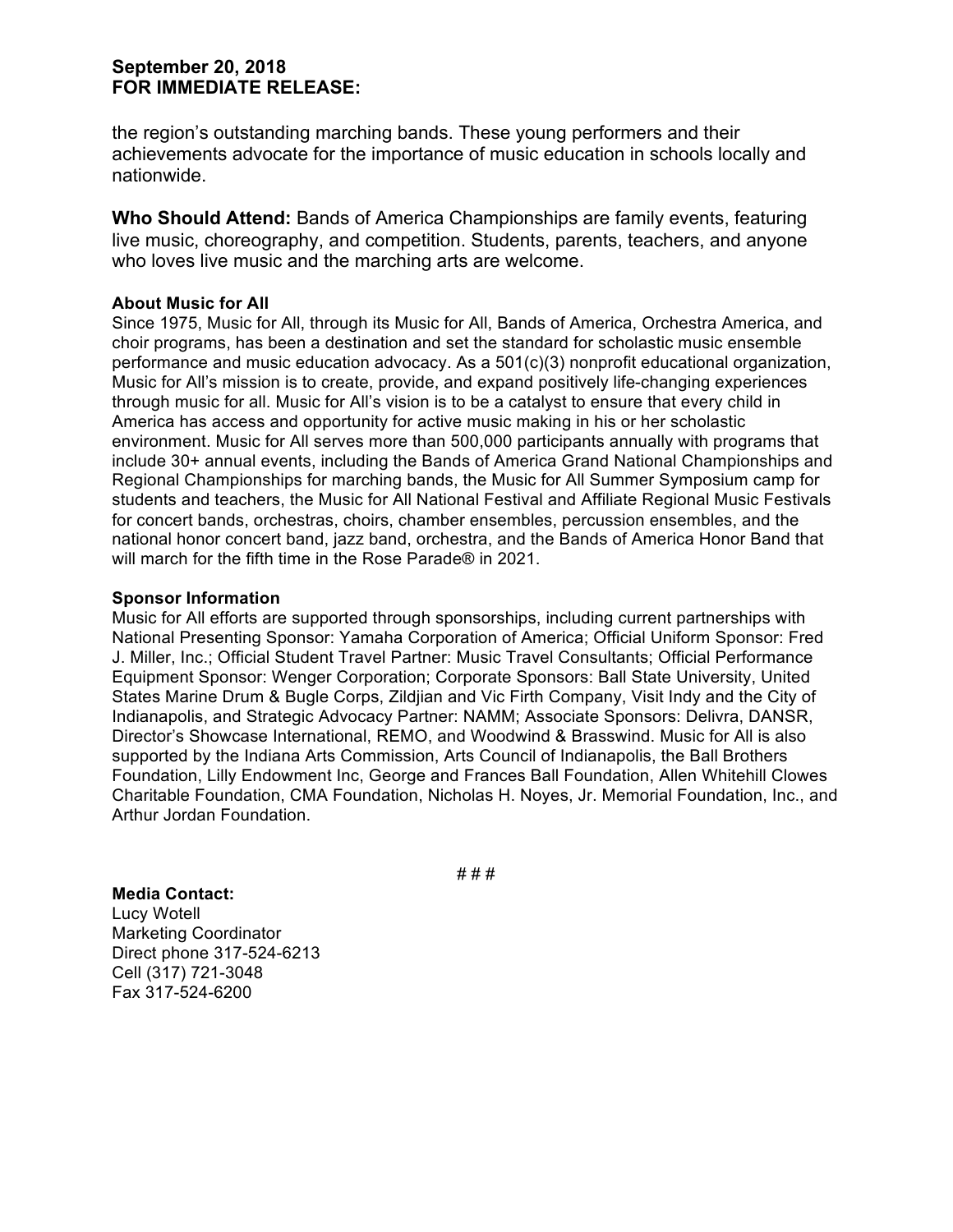the region's outstanding marching bands. These young performers and their achievements advocate for the importance of music education in schools locally and nationwide.

**Who Should Attend:** Bands of America Championships are family events, featuring live music, choreography, and competition. Students, parents, teachers, and anyone who loves live music and the marching arts are welcome.

**About Music for All**

Since 1975, Music for All, through its Music for All, Bands of America, Orchestra America, and choir programs, has been a destination and set the standard for scholastic music ensemble performance and music education advocacy. As a 501(c)(3) nonprofit educational organization, Music for All's mission is to create, provide, and expand positively life-changing experiences through music for all. Music for All's vision is to be a catalyst to ensure that every child in America has access and opportunity for active music making in his or her scholastic environment. Music for All serves more than 500,000 participants annually with programs that include 30+ annual events, including the Bands of America Grand National Championships and Regional Championships for marching bands, the Music for All Summer Symposium camp for students and teachers, the Music for All National Festival and Affiliate Regional Music Festivals for concert bands, orchestras, choirs, chamber ensembles, percussion ensembles, and the national honor concert band, jazz band, orchestra, and the Bands of America Honor Band that will march for the fifth time in the Rose Parade® in 2021.

**Sponsor Information**

Music for All efforts are supported through sponsorships, including current partnerships with National Presenting Sponsor: Yamaha Corporation of America; Official Uniform Sponsor: Fred J. Miller, Inc.; Official Student Travel Partner: Music Travel Consultants; Official Performance Equipment Sponsor: Wenger Corporation; Corporate Sponsors: Ball State University, United States Marine Drum & Bugle Corps, Zildjian and Vic Firth Company, Visit Indy and the City of Indianapolis, and Strategic Advocacy Partner: NAMM; Associate Sponsors: Delivra, DANSR, Director's Showcase International, REMO, and Woodwind & Brasswind. Music for All is also supported by the Indiana Arts Commission, Arts Council of Indianapolis, the Ball Brothers Foundation, Lilly Endowment Inc, George and Frances Ball Foundation, Allen Whitehill Clowes Charitable Foundation, CMA Foundation, Nicholas H. Noyes, Jr. Memorial Foundation, Inc., and Arthur Jordan Foundation.

# # #

**Media Contact:**
Lucy Wotell
Marketing Coordinator
Direct phone 317-524-6213
Cell (317) 721-3048
Fax 317-524-6200